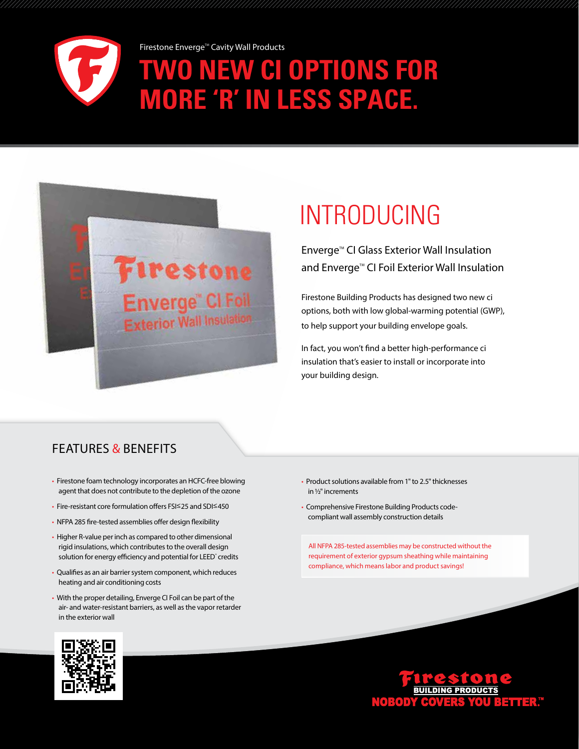Firestone Enverge™ Cavity Wall Products

# TWO NEW CI OPTIONS FOR MORE 'R' IN LESS SPACE.

## INTRODUCING

Enverge™ CI Glass Exterior Wall Insulation and Enverge™ CI Foil Exterior Wall Insulation

Firestone Building Products has designed two new ci options, both with low global-warming potential (GWP), to help support your building envelope goals.

In fact, you won't find a better high-performance ci insulation that's easier to install or incorporate into your building design.

## FEATURES & BENEFITS

- Firestone foam technology incorporates an HCFC-free blowing agent that does not contribute to the depletion of the ozone
- Fire-resistant core formulation offers FSI≤25 and SDI≤450
- NFPA 285 fire-tested assemblies offer design flexibility
- Higher R-value per inch as compared to other dimensional rigid insulations, which contributes to the overall design solution for energy efficiency and potential for LEED® credits
- Qualifies as an air barrier system component, which reduces heating and air conditioning costs
- With the proper detailing, Enverge CI Foil can be part of the air- and water-resistant barriers, as well as the vapor retarder in the exterior wall
- Product solutions available from 1" to 2.5" thicknesses in ½" increments
- Comprehensive Firestone Building Products code-compliant wall assembly construction details

All NFPA 285-tested assemblies may be constructed without the requirement of exterior gypsum sheathing while maintaining compliance, which means labor and product savings!

Firestone BUILDING PRODUCTS
NOBODY COVERS YOU BETTER.™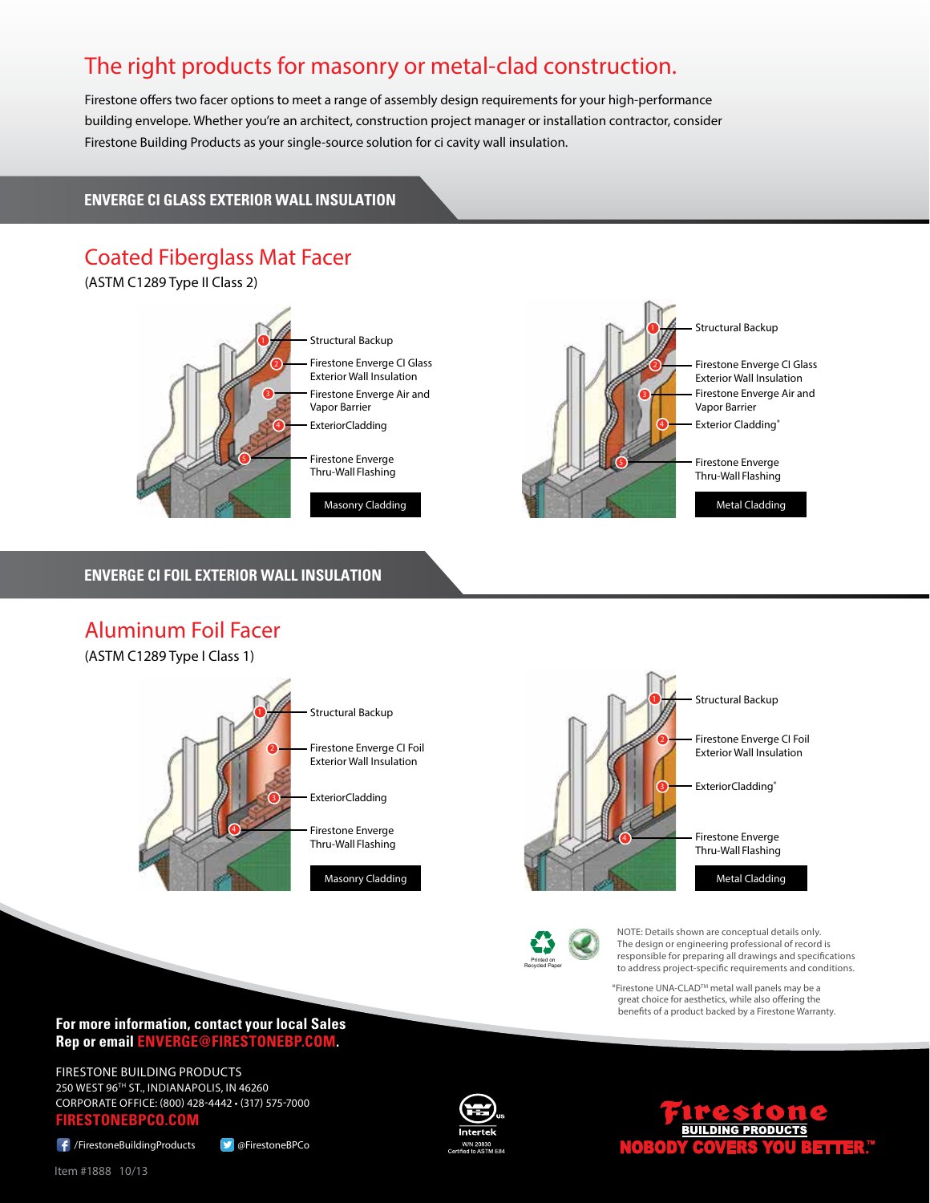# The right products for masonry or metal-clad construction.

Firestone offers two facer options to meet a range of assembly design requirements for your high-performance building envelope. Whether you're an architect, construction project manager or installation contractor, consider Firestone Building Products as your single-source solution for ci cavity wall insulation.

## ENVERGE CI GLASS EXTERIOR WALL INSULATION

### Coated Fiberglass Mat Facer

(ASTM C1289 Type II Class 2)

1. Structural Backup
2. Firestone Enverge CI Glass Exterior Wall Insulation
3. Firestone Enverge Air and Vapor Barrier
4. ExteriorCladding
5. Firestone Enverge Thru-Wall Flashing

Masonry Cladding

1. Structural Backup
2. Firestone Enverge CI Glass Exterior Wall Insulation
3. Firestone Enverge Air and Vapor Barrier
4. Exterior Cladding*
5. Firestone Enverge Thru-Wall Flashing

Metal Cladding

## ENVERGE CI FOIL EXTERIOR WALL INSULATION

### Aluminum Foil Facer

(ASTM C1289 Type I Class 1)

1. Structural Backup
2. Firestone Enverge CI Foil Exterior Wall Insulation
3. ExteriorCladding
4. Firestone Enverge Thru-Wall Flashing

Masonry Cladding

1. Structural Backup
2. Firestone Enverge CI Foil Exterior Wall Insulation
3. ExteriorCladding*
4. Firestone Enverge Thru-Wall Flashing

Metal Cladding

Printed on Recycled Paper

NOTE: Details shown are conceptual details only. The design or engineering professional of record is responsible for preparing all drawings and specifications to address project-specific requirements and conditions.

*Firestone UNA-CLAD™ metal wall panels may be a great choice for aesthetics, while also offering the benefits of a product backed by a Firestone Warranty.

**For more information, contact your local Sales Rep or email ENVERGE@FIRESTONEBP.COM.**

FIRESTONE BUILDING PRODUCTS
250 WEST 96TH ST., INDIANAPOLIS, IN 46260
CORPORATE OFFICE: (800) 428-4442 • (317) 575-7000
**FIRESTONEBPCO.COM**

/FirestoneBuildingProducts @FirestoneBPCo

Intertek
WN 20830
Certified to ASTM E84

Firestone BUILDING PRODUCTS
NOBODY COVERS YOU BETTER.™

Item #1888 10/13